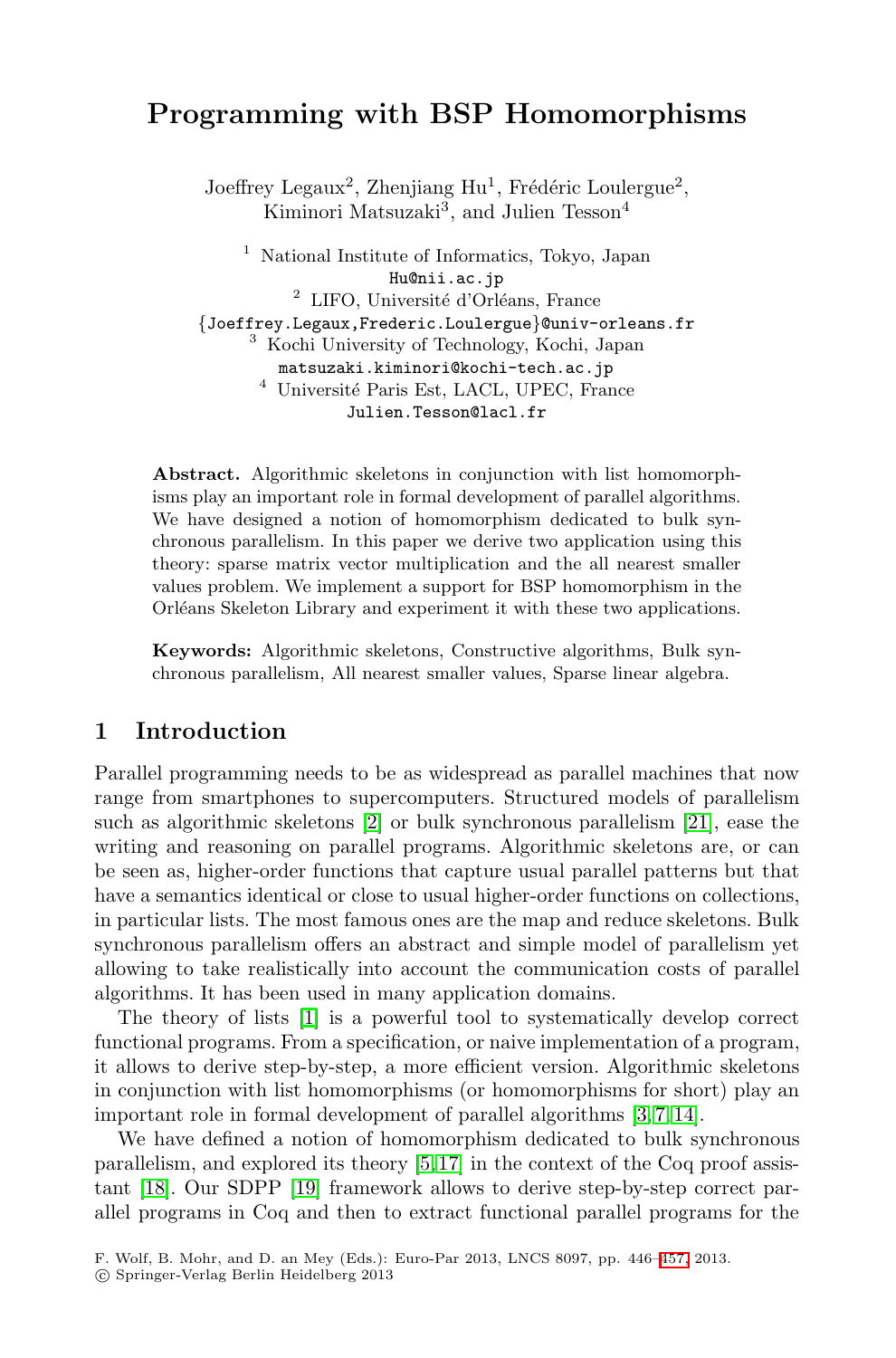# Programming with BSP Homomorphisms

Joeffrey Legaux[2], Zhenjiang Hu[1], Frédéric Loulergue[2], Kiminori Matsuzaki[3], and Julien Tesson[4]

[1] National Institute of Informatics, Tokyo, Japan
Hu@nii.ac.jp

[2] LIFO, Université d'Orléans, France
{Joeffrey.Legaux,Frederic.Loulergue}@univ-orleans.fr

[3] Kochi University of Technology, Kochi, Japan
matsuzaki.kiminori@kochi-tech.ac.jp

[4] Université Paris Est, LACL, UPEC, France
Julien.Tesson@lacl.fr

**Abstract.** Algorithmic skeletons in conjunction with list homomorphisms play an important role in formal development of parallel algorithms. We have designed a notion of homomorphism dedicated to bulk synchronous parallelism. In this paper we derive two application using this theory: sparse matrix vector multiplication and the all nearest smaller values problem. We implement a support for BSP homomorphism in the Orléans Skeleton Library and experiment it with these two applications.

**Keywords:** Algorithmic skeletons, Constructive algorithms, Bulk synchronous parallelism, All nearest smaller values, Sparse linear algebra.

## 1 Introduction

Parallel programming needs to be as widespread as parallel machines that now range from smartphones to supercomputers. Structured models of parallelism such as algorithmic skeletons [2] or bulk synchronous parallelism [21], ease the writing and reasoning on parallel programs. Algorithmic skeletons are, or can be seen as, higher-order functions that capture usual parallel patterns but that have a semantics identical or close to usual higher-order functions on collections, in particular lists. The most famous ones are the map and reduce skeletons. Bulk synchronous parallelism offers an abstract and simple model of parallelism yet allowing to take realistically into account the communication costs of parallel algorithms. It has been used in many application domains.

The theory of lists [1] is a powerful tool to systematically develop correct functional programs. From a specification, or naive implementation of a program, it allows to derive step-by-step, a more efficient version. Algorithmic skeletons in conjunction with list homomorphisms (or homomorphisms for short) play an important role in formal development of parallel algorithms [3,7,14].

We have defined a notion of homomorphism dedicated to bulk synchronous parallelism, and explored its theory [5,17] in the context of the Coq proof assistant [18]. Our SDPP [19] framework allows to derive step-by-step correct parallel programs in Coq and then to extract functional parallel programs for the

F. Wolf, B. Mohr, and D. an Mey (Eds.): Euro-Par 2013, LNCS 8097, pp. 446–457, 2013.
© Springer-Verlag Berlin Heidelberg 2013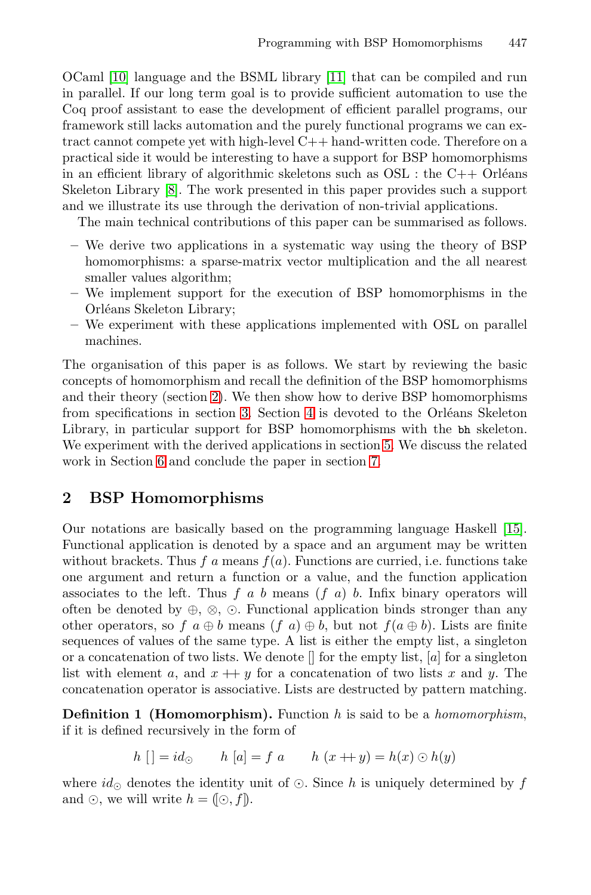OCaml [10] language and the BSML library [11] that can be compiled and run in parallel. If our long term goal is to provide sufficient automation to use the Coq proof assistant to ease the development of efficient parallel programs, our framework still lacks automation and the purely functional programs we can extract cannot compete yet with high-level C++ hand-written code. Therefore on a practical side it would be interesting to have a support for BSP homomorphisms in an efficient library of algorithmic skeletons such as OSL : the C++ Orléans Skeleton Library [8]. The work presented in this paper provides such a support and we illustrate its use through the derivation of non-trivial applications.

The main technical contributions of this paper can be summarised as follows.

- We derive two applications in a systematic way using the theory of BSP homomorphisms: a sparse-matrix vector multiplication and the all nearest smaller values algorithm;
- We implement support for the execution of BSP homomorphisms in the Orléans Skeleton Library;
- We experiment with these applications implemented with OSL on parallel machines.

The organisation of this paper is as follows. We start by reviewing the basic concepts of homomorphism and recall the definition of the BSP homomorphisms and their theory (section 2). We then show how to derive BSP homomorphisms from specifications in section 3. Section 4 is devoted to the Orléans Skeleton Library, in particular support for BSP homomorphisms with the `bh` skeleton. We experiment with the derived applications in section 5. We discuss the related work in Section 6 and conclude the paper in section 7.

## 2 BSP Homomorphisms

Our notations are basically based on the programming language Haskell [15]. Functional application is denoted by a space and an argument may be written without brackets. Thus $f\ a$ means $f(a)$. Functions are curried, i.e. functions take one argument and return a function or a value, and the function application associates to the left. Thus $f\ a\ b$ means $(f\ a)\ b$. Infix binary operators will often be denoted by $\oplus$, $\otimes$, $\odot$. Functional application binds stronger than any other operators, so $f\ a \oplus b$ means $(f\ a) \oplus b$, but not $f(a \oplus b)$. Lists are finite sequences of values of the same type. A list is either the empty list, a singleton or a concatenation of two lists. We denote $[]$ for the empty list, $[a]$ for a singleton list with element $a$, and $x +\!\!+\, y$ for a concatenation of two lists $x$ and $y$. The concatenation operator is associative. Lists are destructed by pattern matching.

**Definition 1 (Homomorphism).** Function $h$ is said to be a *homomorphism*, if it is defined recursively in the form of

$$h\ [\,] = id_{\odot} \qquad h\ [a] = f\ a \qquad h\ (x +\!\!+\, y) = h(x) \odot h(y)$$

where $id_{\odot}$ denotes the identity unit of $\odot$. Since $h$ is uniquely determined by $f$ and $\odot$, we will write $h = (\![\odot, f]\!)$.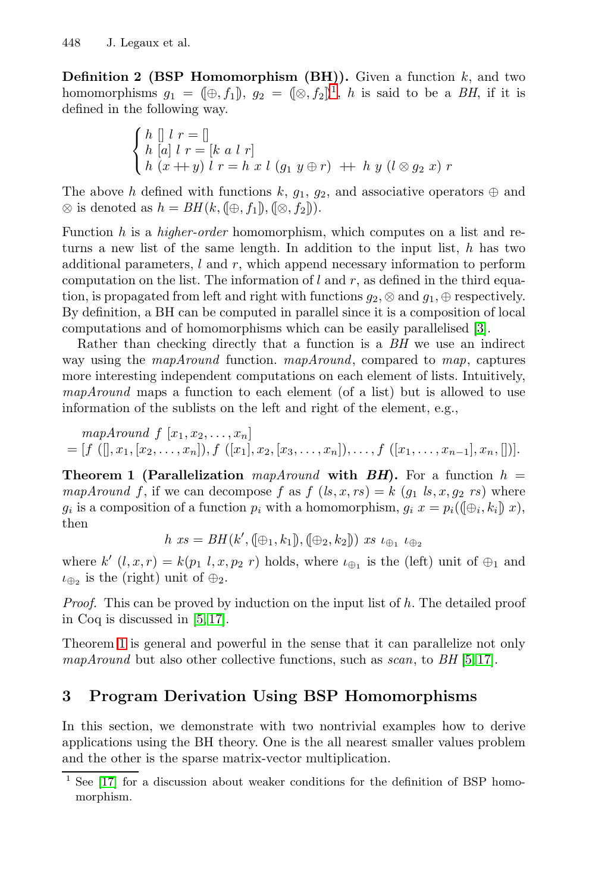**Definition 2 (BSP Homomorphism (BH)).** Given a function $k$, and two homomorphisms $g_1 = ([\oplus, f_1])$, $g_2 = ([\otimes, f_2])$[1], $h$ is said to be a *BH*, if it is defined in the following way.

$$\begin{cases} h\ []\ l\ r = [] \\ h\ [a]\ l\ r = [k\ a\ l\ r] \\ h\ (x +\!\!+\ y)\ l\ r = h\ x\ l\ (g_1\ y \oplus r)\ +\!\!+\ h\ y\ (l \otimes g_2\ x)\ r \end{cases}$$

The above $h$ defined with functions $k$, $g_1$, $g_2$, and associative operators $\oplus$ and $\otimes$ is denoted as $h = BH(k, ([\oplus, f_1]), ([\otimes, f_2]))$.

Function $h$ is a *higher-order* homomorphism, which computes on a list and returns a new list of the same length. In addition to the input list, $h$ has two additional parameters, $l$ and $r$, which append necessary information to perform computation on the list. The information of $l$ and $r$, as defined in the third equation, is propagated from left and right with functions $g_2, \otimes$ and $g_1, \oplus$ respectively. By definition, a BH can be computed in parallel since it is a composition of local computations and of homomorphisms which can be easily parallelised [3].

Rather than checking directly that a function is a *BH* we use an indirect way using the *mapAround* function. *mapAround*, compared to *map*, captures more interesting independent computations on each element of lists. Intuitively, *mapAround* maps a function to each element (of a list) but is allowed to use information of the sublists on the left and right of the element, e.g.,

$$\begin{aligned} &\mathit{mapAround}\ f\ [x_1, x_2, \ldots, x_n] \\ = &[f\ ([], x_1, [x_2, \ldots, x_n]), f\ ([x_1], x_2, [x_3, \ldots, x_n]), \ldots, f\ ([x_1, \ldots, x_{n-1}], x_n, [])]. \end{aligned}$$

**Theorem 1 (Parallelization *mapAround* with *BH*).** For a function $h = \mathit{mapAround}\ f$, if we can decompose $f$ as $f\ (ls, x, rs) = k\ (g_1\ ls, x, g_2\ rs)$ where $g_i$ is a composition of a function $p_i$ with a homomorphism, $g_i\ x = p_i(([\oplus_i, k_i])\ x)$, then

$$h\ xs = BH(k', ([\oplus_1, k_1]), ([\oplus_2, k_2]))\ xs\ \iota_{\oplus_1}\ \iota_{\oplus_2}$$

where $k'\ (l, x, r) = k(p_1\ l, x, p_2\ r)$ holds, where $\iota_{\oplus_1}$ is the (left) unit of $\oplus_1$ and $\iota_{\oplus_2}$ is the (right) unit of $\oplus_2$.

*Proof.* This can be proved by induction on the input list of $h$. The detailed proof in Coq is discussed in [5,17].

Theorem 1 is general and powerful in the sense that it can parallelize not only *mapAround* but also other collective functions, such as *scan*, to *BH* [5,17].

## 3 Program Derivation Using BSP Homomorphisms

In this section, we demonstrate with two nontrivial examples how to derive applications using the BH theory. One is the all nearest smaller values problem and the other is the sparse matrix-vector multiplication.

[1] See [17] for a discussion about weaker conditions for the definition of BSP homomorphism.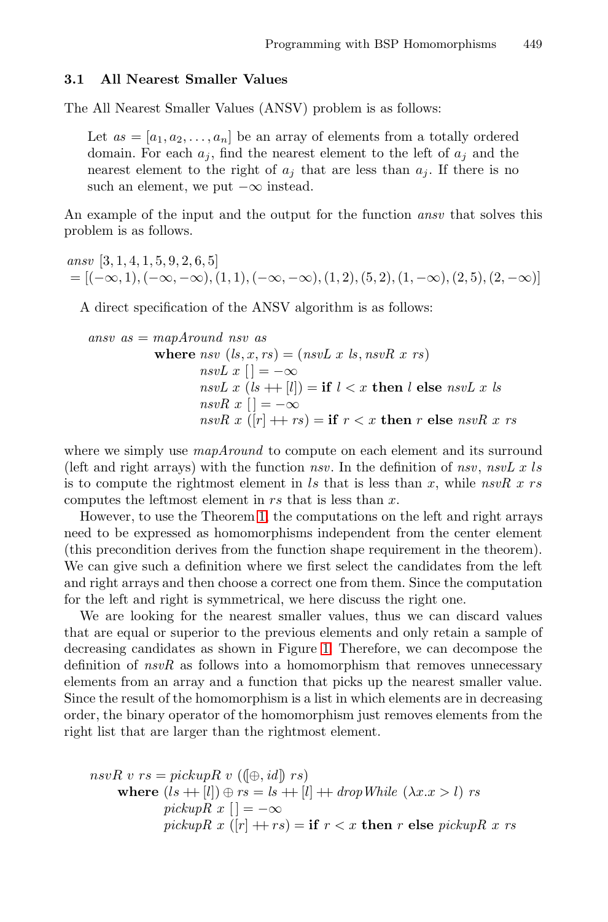### 3.1 All Nearest Smaller Values

The All Nearest Smaller Values (ANSV) problem is as follows:

> Let $as = [a_1, a_2, \ldots, a_n]$ be an array of elements from a totally ordered domain. For each $a_j$, find the nearest element to the left of $a_j$ and the nearest element to the right of $a_j$ that are less than $a_j$. If there is no such an element, we put $-\infty$ instead.

An example of the input and the output for the function *ansv* that solves this problem is as follows.

$$
\begin{aligned}
&\mathit{ansv}\ [3,1,4,1,5,9,2,6,5] \\
&= [(-\infty,1),(-\infty,-\infty),(1,1),(-\infty,-\infty),(1,2),(5,2),(1,-\infty),(2,5),(2,-\infty)]
\end{aligned}
$$

A direct specification of the ANSV algorithm is as follows:

$$
\begin{aligned}
\mathit{ansv}\ as = \mathit{mapAround}\ \mathit{nsv}\ as \\
\textbf{where}\ & \mathit{nsv}\ (ls, x, rs) = (\mathit{nsvL}\ x\ ls, \mathit{nsvR}\ x\ rs) \\
& \mathit{nsvL}\ x\ [\,] = -\infty \\
& \mathit{nsvL}\ x\ (ls +\!\!+ [l]) = \textbf{if}\ l < x\ \textbf{then}\ l\ \textbf{else}\ \mathit{nsvL}\ x\ ls \\
& \mathit{nsvR}\ x\ [\,] = -\infty \\
& \mathit{nsvR}\ x\ ([r] +\!\!+ rs) = \textbf{if}\ r < x\ \textbf{then}\ r\ \textbf{else}\ \mathit{nsvR}\ x\ rs
\end{aligned}
$$

where we simply use *mapAround* to compute on each element and its surround (left and right arrays) with the function *nsv*. In the definition of *nsv*, $\mathit{nsvL}\ x\ ls$ is to compute the rightmost element in $ls$ that is less than $x$, while $\mathit{nsvR}\ x\ rs$ computes the leftmost element in $rs$ that is less than $x$.

However, to use the Theorem 1, the computations on the left and right arrays need to be expressed as homomorphisms independent from the center element (this precondition derives from the function shape requirement in the theorem). We can give such a definition where we first select the candidates from the left and right arrays and then choose a correct one from them. Since the computation for the left and right is symmetrical, we here discuss the right one.

We are looking for the nearest smaller values, thus we can discard values that are equal or superior to the previous elements and only retain a sample of decreasing candidates as shown in Figure 1. Therefore, we can decompose the definition of *nsvR* as follows into a homomorphism that removes unnecessary elements from an array and a function that picks up the nearest smaller value. Since the result of the homomorphism is a list in which elements are in decreasing order, the binary operator of the homomorphism just removes elements from the right list that are larger than the rightmost element.

$$
\begin{aligned}
\mathit{nsvR}\ v\ rs = \mathit{pickupR}\ v\ ((\![\oplus, id]\!)\ rs) \\
\textbf{where}\ & (ls +\!\!+ [l]) \oplus rs = ls +\!\!+ [l] +\!\!+ \mathit{dropWhile}\ (\lambda x. x > l)\ rs \\
& \mathit{pickupR}\ x\ [\,] = -\infty \\
& \mathit{pickupR}\ x\ ([r] +\!\!+ rs) = \textbf{if}\ r < x\ \textbf{then}\ r\ \textbf{else}\ \mathit{pickupR}\ x\ rs
\end{aligned}
$$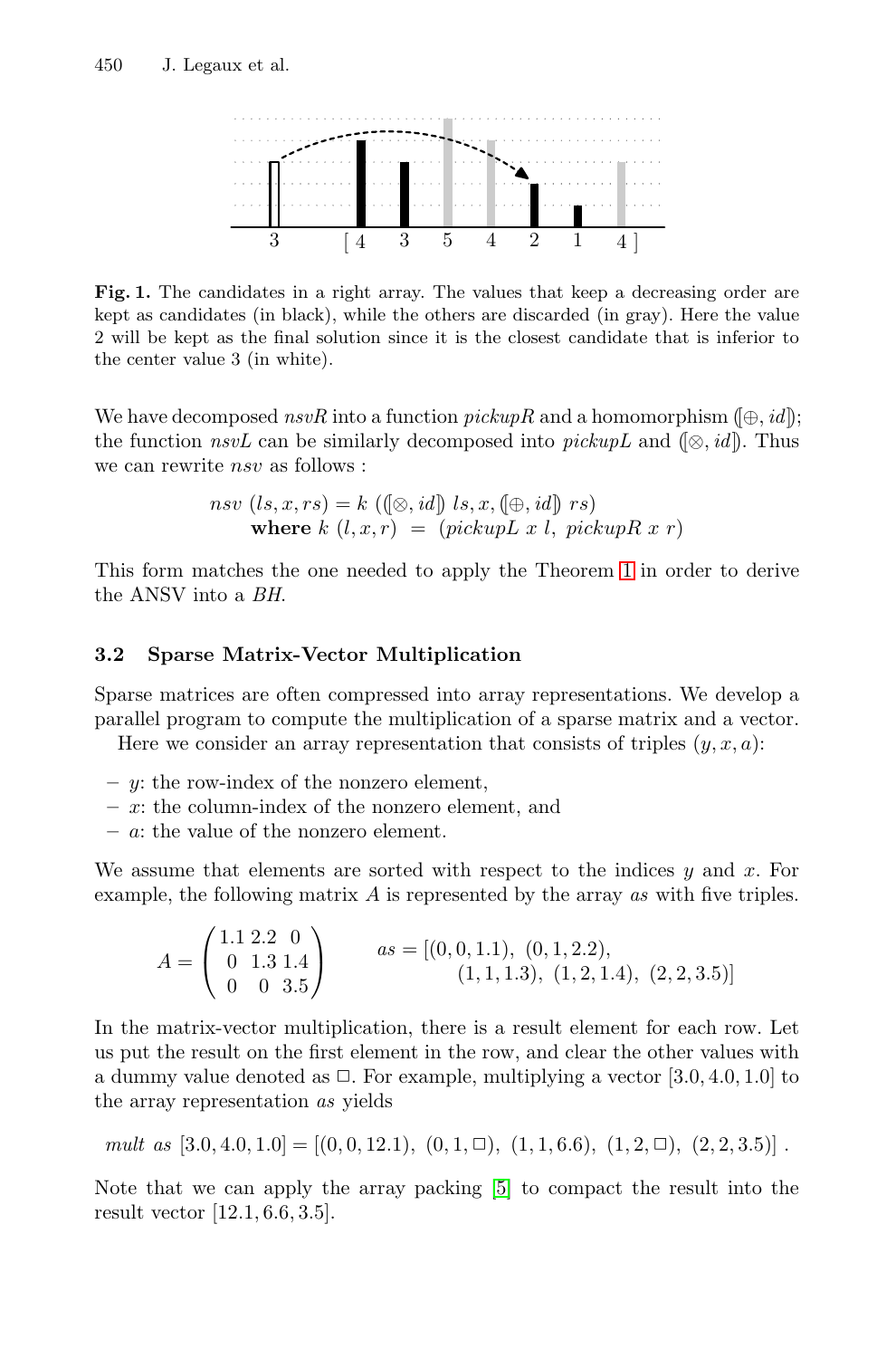**Fig. 1.** The candidates in a right array. The values that keep a decreasing order are kept as candidates (in black), while the others are discarded (in gray). Here the value 2 will be kept as the final solution since it is the closest candidate that is inferior to the center value 3 (in white).

We have decomposed *nsvR* into a function *pickupR* and a homomorphism $(\!|\oplus, id|\!)$; the function *nsvL* can be similarly decomposed into *pickupL* and $(\!|\otimes, id|\!)$. Thus we can rewrite *nsv* as follows :

$$\begin{array}{l} nsv\ (ls, x, rs) = k\ ((\!|\otimes, id|\!)\ ls, x, (\!|\oplus, id|\!)\ rs) \\ \quad \textbf{where}\ k\ (l, x, r)\ =\ (pickupL\ x\ l,\ pickupR\ x\ r) \end{array}$$

This form matches the one needed to apply the Theorem 1 in order to derive the ANSV into a *BH*.

### 3.2 Sparse Matrix-Vector Multiplication

Sparse matrices are often compressed into array representations. We develop a parallel program to compute the multiplication of a sparse matrix and a vector.

Here we consider an array representation that consists of triples $(y, x, a)$:

- $y$: the row-index of the nonzero element,
- $x$: the column-index of the nonzero element, and
- $a$: the value of the nonzero element.

We assume that elements are sorted with respect to the indices $y$ and $x$. For example, the following matrix $A$ is represented by the array *as* with five triples.

$$A = \begin{pmatrix} 1.1 & 2.2 & 0 \\ 0 & 1.3 & 1.4 \\ 0 & 0 & 3.5 \end{pmatrix} \qquad \begin{array}{l} as = [(0, 0, 1.1),\ (0, 1, 2.2), \\ \qquad\quad (1, 1, 1.3),\ (1, 2, 1.4),\ (2, 2, 3.5)] \end{array}$$

In the matrix-vector multiplication, there is a result element for each row. Let us put the result on the first element in the row, and clear the other values with a dummy value denoted as $\square$. For example, multiplying a vector $[3.0, 4.0, 1.0]$ to the array representation *as* yields

$$mult\ as\ [3.0, 4.0, 1.0] = [(0, 0, 12.1),\ (0, 1, \square),\ (1, 1, 6.6),\ (1, 2, \square),\ (2, 2, 3.5)]\ .$$

Note that we can apply the array packing [5] to compact the result into the result vector $[12.1, 6.6, 3.5]$.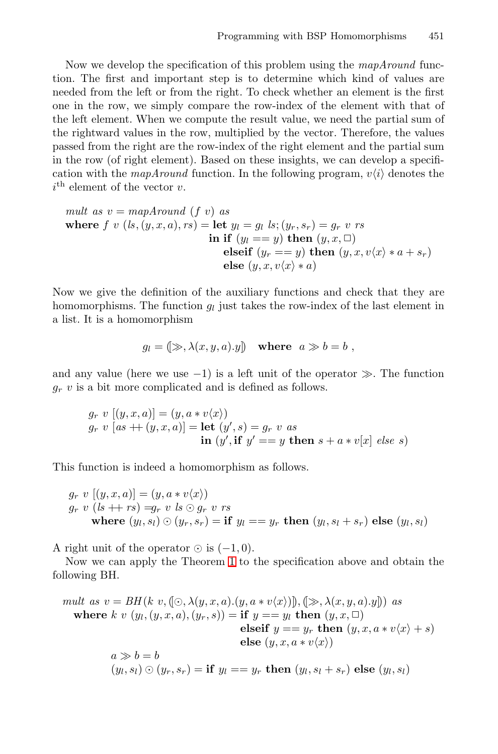Now we develop the specification of this problem using the *mapAround* function. The first and important step is to determine which kind of values are needed from the left or from the right. To check whether an element is the first one in the row, we simply compare the row-index of the element with that of the left element. When we compute the result value, we need the partial sum of the rightward values in the row, multiplied by the vector. Therefore, the values passed from the right are the row-index of the right element and the partial sum in the row (of right element). Based on these insights, we can develop a specification with the *mapAround* function. In the following program, $v\langle i\rangle$ denotes the $i^{\text{th}}$ element of the vector $v$.

$$
\begin{array}{l}
\mathit{mult}\ \mathit{as}\ v = \mathit{mapAround}\ (f\ v)\ \mathit{as} \\
\quad \textbf{where}\ f\ v\ (\mathit{ls}, (y, x, a), \mathit{rs}) = \textbf{let}\ y_l = g_l\ \mathit{ls}; (y_r, s_r) = g_r\ v\ \mathit{rs} \\
\qquad\qquad\qquad\qquad\qquad\qquad \textbf{in if}\ (y_l == y)\ \textbf{then}\ (y, x, \Box) \\
\qquad\qquad\qquad\qquad\qquad\qquad\quad \textbf{elseif}\ (y_r == y)\ \textbf{then}\ (y, x, v\langle x\rangle * a + s_r) \\
\qquad\qquad\qquad\qquad\qquad\qquad\quad \textbf{else}\ (y, x, v\langle x\rangle * a)
\end{array}
$$

Now we give the definition of the auxiliary functions and check that they are homomorphisms. The function $g_l$ just takes the row-index of the last element in a list. It is a homomorphism

$$
g_l = (\!|\gg, \lambda(x, y, a).y|\!) \quad \textbf{where}\ \ a \gg b = b\ ,
$$

and any value (here we use $-1$) is a left unit of the operator $\gg$. The function $g_r\ v$ is a bit more complicated and is defined as follows.

$$
\begin{array}{l}
g_r\ v\ [(y, x, a)] = (y, a * v\langle x\rangle) \\
g_r\ v\ [\mathit{as} +\!\!+ (y, x, a)] = \textbf{let}\ (y', s) = g_r\ v\ \mathit{as} \\
\qquad\qquad\qquad\qquad\qquad \textbf{in}\ (y', \textbf{if}\ y' == y\ \textbf{then}\ s + a * v[x]\ \mathit{else}\ s)
\end{array}
$$

This function is indeed a homomorphism as follows.

$$
\begin{array}{l}
g_r\ v\ [(y, x, a)] = (y, a * v\langle x\rangle) \\
g_r\ v\ (\mathit{ls} +\!\!+ \mathit{rs}) = g_r\ v\ \mathit{ls} \odot g_r\ v\ \mathit{rs} \\
\quad \textbf{where}\ (y_l, s_l) \odot (y_r, s_r) = \textbf{if}\ y_l == y_r\ \textbf{then}\ (y_l, s_l + s_r)\ \textbf{else}\ (y_l, s_l)
\end{array}
$$

A right unit of the operator $\odot$ is $(-1, 0)$.

Now we can apply the Theorem 1 to the specification above and obtain the following BH.

$$
\begin{array}{l}
\mathit{mult}\ \mathit{as}\ v = \mathit{BH}(k\ v, (\!|\odot, \lambda(y, x, a).(y, a * v\langle x\rangle)|\!), (\!|\gg, \lambda(x, y, a).y|\!))\ \mathit{as} \\
\quad \textbf{where}\ k\ v\ (y_l, (y, x, a), (y_r, s)) = \textbf{if}\ y == y_l\ \textbf{then}\ (y, x, \Box) \\
\qquad\qquad\qquad\qquad\qquad\qquad\qquad \textbf{elseif}\ y == y_r\ \textbf{then}\ (y, x, a * v\langle x\rangle + s) \\
\qquad\qquad\qquad\qquad\qquad\qquad\qquad \textbf{else}\ (y, x, a * v\langle x\rangle) \\
\qquad\quad a \gg b = b \\
\qquad\quad (y_l, s_l) \odot (y_r, s_r) = \textbf{if}\ y_l == y_r\ \textbf{then}\ (y_l, s_l + s_r)\ \textbf{else}\ (y_l, s_l)
\end{array}
$$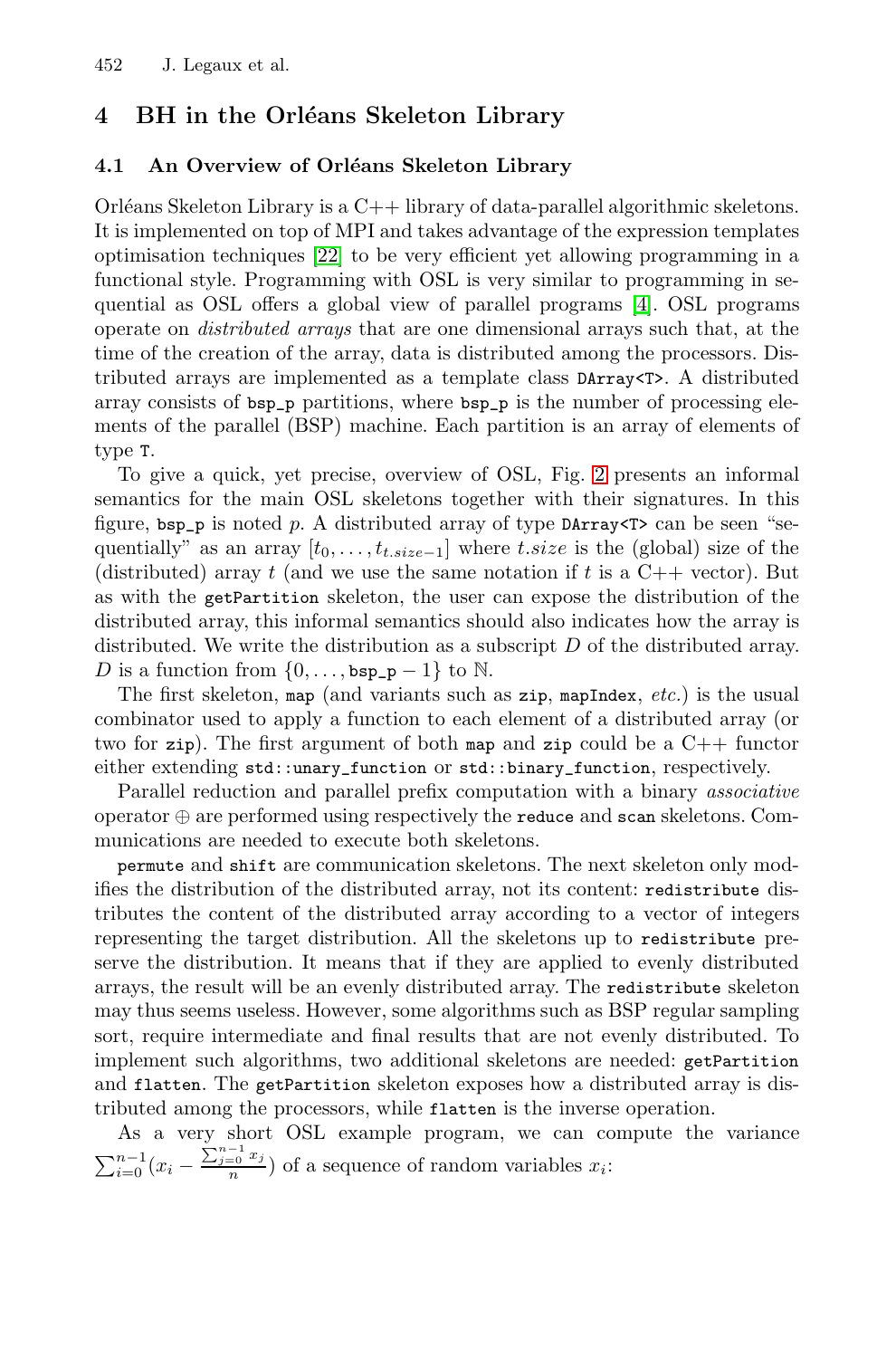## 4 BH in the Orléans Skeleton Library

### 4.1 An Overview of Orléans Skeleton Library

Orléans Skeleton Library is a C++ library of data-parallel algorithmic skeletons. It is implemented on top of MPI and takes advantage of the expression templates optimisation techniques [22] to be very efficient yet allowing programming in a functional style. Programming with OSL is very similar to programming in sequential as OSL offers a global view of parallel programs [4]. OSL programs operate on *distributed arrays* that are one dimensional arrays such that, at the time of the creation of the array, data is distributed among the processors. Distributed arrays are implemented as a template class `DArray<T>`. A distributed array consists of `bsp_p` partitions, where `bsp_p` is the number of processing elements of the parallel (BSP) machine. Each partition is an array of elements of type `T`.

To give a quick, yet precise, overview of OSL, Fig. 2 presents an informal semantics for the main OSL skeletons together with their signatures. In this figure, `bsp_p` is noted $p$. A distributed array of type `DArray<T>` can be seen "sequentially" as an array $[t_0, \ldots, t_{t.size-1}]$ where $t.size$ is the (global) size of the (distributed) array $t$ (and we use the same notation if $t$ is a C++ vector). But as with the `getPartition` skeleton, the user can expose the distribution of the distributed array, this informal semantics should also indicates how the array is distributed. We write the distribution as a subscript $D$ of the distributed array. $D$ is a function from $\{0, \ldots, \texttt{bsp\_p} - 1\}$ to $\mathbb{N}$.

The first skeleton, `map` (and variants such as `zip`, `mapIndex`, *etc.*) is the usual combinator used to apply a function to each element of a distributed array (or two for `zip`). The first argument of both `map` and `zip` could be a C++ functor either extending `std::unary_function` or `std::binary_function`, respectively.

Parallel reduction and parallel prefix computation with a binary *associative* operator $\oplus$ are performed using respectively the `reduce` and `scan` skeletons. Communications are needed to execute both skeletons.

`permute` and `shift` are communication skeletons. The next skeleton only modifies the distribution of the distributed array, not its content: `redistribute` distributes the content of the distributed array according to a vector of integers representing the target distribution. All the skeletons up to `redistribute` preserve the distribution. It means that if they are applied to evenly distributed arrays, the result will be an evenly distributed array. The `redistribute` skeleton may thus seems useless. However, some algorithms such as BSP regular sampling sort, require intermediate and final results that are not evenly distributed. To implement such algorithms, two additional skeletons are needed: `getPartition` and `flatten`. The `getPartition` skeleton exposes how a distributed array is distributed among the processors, while `flatten` is the inverse operation.

As a very short OSL example program, we can compute the variance $\sum_{i=0}^{n-1}(x_i - \frac{\sum_{j=0}^{n-1} x_j}{n})$ of a sequence of random variables $x_i$: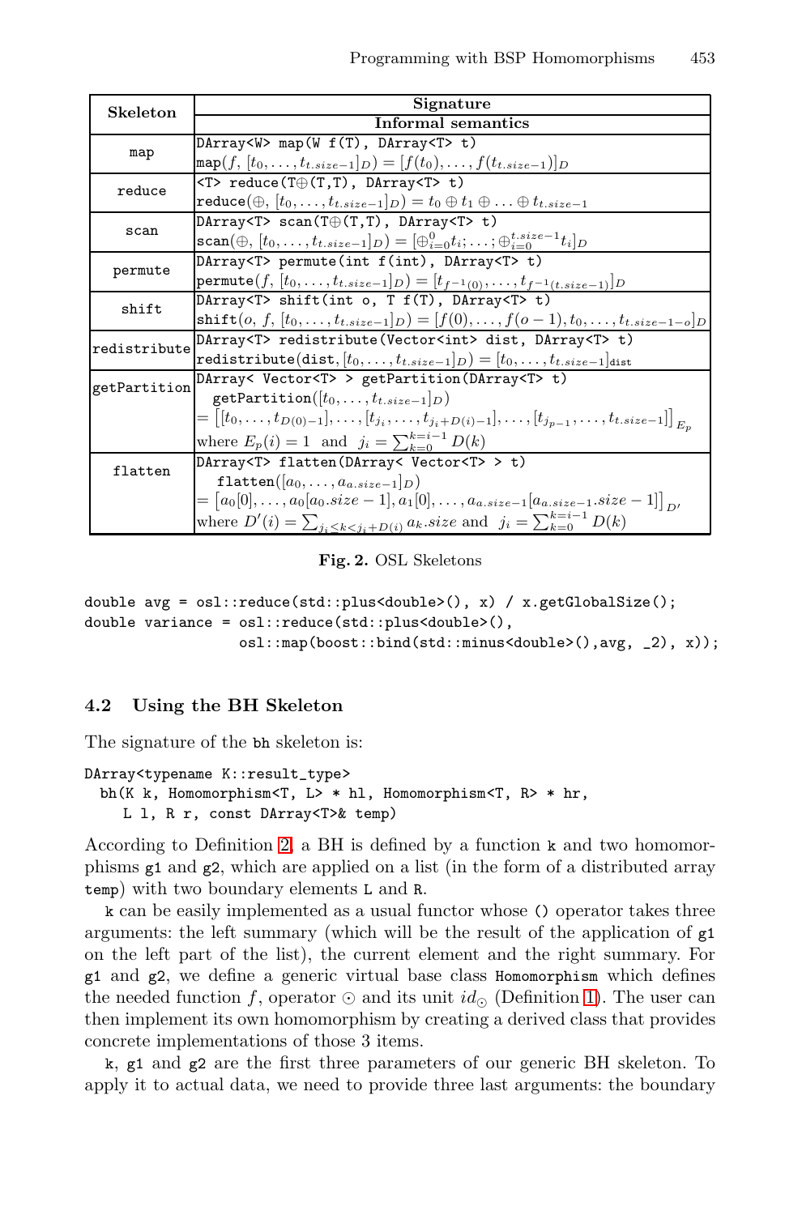| Skeleton | Signature |
|---|---|
| | Informal semantics |
| map | `DArray<W> map(W f(T), DArray<T> t)` |
| | $\texttt{map}(f,\, [t_0, \ldots, t_{t.size-1}]_D) = [f(t_0), \ldots, f(t_{t.size-1})]_D$ |
| reduce | `<T> reduce(T⊕(T,T), DArray<T> t)` |
| | $\texttt{reduce}(\oplus,\, [t_0, \ldots, t_{t.size-1}]_D) = t_0 \oplus t_1 \oplus \ldots \oplus t_{t.size-1}$ |
| scan | `DArray<T> scan(T⊕(T,T), DArray<T> t)` |
| | $\texttt{scan}(\oplus,\, [t_0, \ldots, t_{t.size-1}]_D) = [\oplus_{i=0}^{0} t_i; \ldots; \oplus_{i=0}^{t.size-1} t_i]_D$ |
| permute | `DArray<T> permute(int f(int), DArray<T> t)` |
| | $\texttt{permute}(f,\, [t_0, \ldots, t_{t.size-1}]_D) = [t_{f^{-1}(0)}, \ldots, t_{f^{-1}(t.size-1)}]_D$ |
| shift | `DArray<T> shift(int o, T f(T), DArray<T> t)` |
| | $\texttt{shift}(o,\, f,\, [t_0, \ldots, t_{t.size-1}]_D) = [f(0), \ldots, f(o-1), t_0, \ldots, t_{t.size-1-o}]_D$ |
| redistribute | `DArray<T> redistribute(Vector<int> dist, DArray<T> t)` |
| | $\texttt{redistribute}(\texttt{dist}, [t_0, \ldots, t_{t.size-1}]_D) = [t_0, \ldots, t_{t.size-1}]_{\texttt{dist}}$ |
| getPartition | `DArray< Vector<T> > getPartition(DArray<T> t)` |
| | $\texttt{getPartition}([t_0, \ldots, t_{t.size-1}]_D)$ $= \left[[t_0, \ldots, t_{D(0)-1}], \ldots, [t_{j_i}, \ldots, t_{j_i+D(i)-1}], \ldots, [t_{j_{p-1}}, \ldots, t_{t.size-1}]\right]_{E_p}$ where $E_p(i) = 1$ and $j_i = \sum_{k=0}^{k=i-1} D(k)$ |
| flatten | `DArray<T> flatten(DArray< Vector<T> > t)` |
| | $\texttt{flatten}([a_0, \ldots, a_{a.size-1}]_D)$ $= \left[a_0[0], \ldots, a_0[a_0.size-1], a_1[0], \ldots, a_{a.size-1}[a_{a.size-1}.size-1]\right]_{D'}$ where $D'(i) = \sum_{j_i \le k < j_i+D(i)} a_k.size$ and $j_i = \sum_{k=0}^{k=i-1} D(k)$ |

**Fig. 2.** OSL Skeletons

```
double avg = osl::reduce(std::plus<double>(), x) / x.getGlobalSize();
double variance = osl::reduce(std::plus<double>(),
                osl::map(boost::bind(std::minus<double>(),avg, _2), x));
```

### 4.2 Using the BH Skeleton

The signature of the `bh` skeleton is:

```
DArray<typename K::result_type>
  bh(K k, Homomorphism<T, L> * hl, Homomorphism<T, R> * hr,
    L l, R r, const DArray<T>& temp)
```

According to Definition 2, a BH is defined by a function `k` and two homomorphisms `g1` and `g2`, which are applied on a list (in the form of a distributed array `temp`) with two boundary elements `L` and `R`.

`k` can be easily implemented as a usual functor whose `()` operator takes three arguments: the left summary (which will be the result of the application of `g1` on the left part of the list), the current element and the right summary. For `g1` and `g2`, we define a generic virtual base class `Homomorphism` which defines the needed function $f$, operator $\odot$ and its unit $id_\odot$ (Definition 1). The user can then implement its own homomorphism by creating a derived class that provides concrete implementations of those 3 items.

`k`, `g1` and `g2` are the first three parameters of our generic BH skeleton. To apply it to actual data, we need to provide three last arguments: the boundary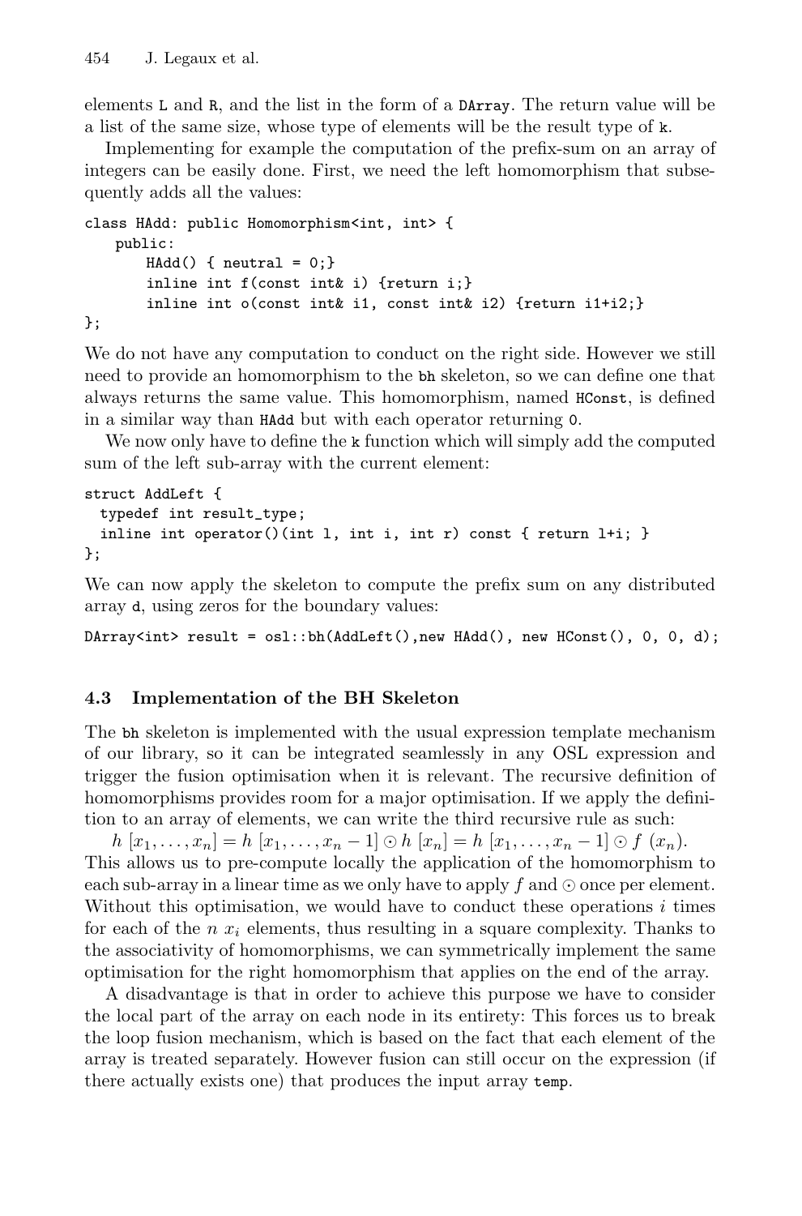elements L and R, and the list in the form of a DArray. The return value will be a list of the same size, whose type of elements will be the result type of k.

Implementing for example the computation of the prefix-sum on an array of integers can be easily done. First, we need the left homomorphism that subsequently adds all the values:

```
class HAdd: public Homomorphism<int, int> {
    public:
        HAdd() { neutral = 0;}
        inline int f(const int& i) {return i;}
        inline int o(const int& i1, const int& i2) {return i1+i2;}
};
```

We do not have any computation to conduct on the right side. However we still need to provide an homomorphism to the bh skeleton, so we can define one that always returns the same value. This homomorphism, named HConst, is defined in a similar way than HAdd but with each operator returning 0.

We now only have to define the k function which will simply add the computed sum of the left sub-array with the current element:

```
struct AddLeft {
  typedef int result_type;
  inline int operator()(int l, int i, int r) const { return l+i; }
};
```

We can now apply the skeleton to compute the prefix sum on any distributed array d, using zeros for the boundary values:

```
DArray<int> result = osl::bh(AddLeft(),new HAdd(), new HConst(), 0, 0, d);
```

### 4.3 Implementation of the BH Skeleton

The bh skeleton is implemented with the usual expression template mechanism of our library, so it can be integrated seamlessly in any OSL expression and trigger the fusion optimisation when it is relevant. The recursive definition of homomorphisms provides room for a major optimisation. If we apply the definition to an array of elements, we can write the third recursive rule as such:

$h\ [x_1, \ldots, x_n] = h\ [x_1, \ldots, x_n - 1] \odot h\ [x_n] = h\ [x_1, \ldots, x_n - 1] \odot f\ (x_n)$.

This allows us to pre-compute locally the application of the homomorphism to each sub-array in a linear time as we only have to apply $f$ and $\odot$ once per element. Without this optimisation, we would have to conduct these operations $i$ times for each of the $n$ $x_i$ elements, thus resulting in a square complexity. Thanks to the associativity of homomorphisms, we can symmetrically implement the same optimisation for the right homomorphism that applies on the end of the array.

A disadvantage is that in order to achieve this purpose we have to consider the local part of the array on each node in its entirety: This forces us to break the loop fusion mechanism, which is based on the fact that each element of the array is treated separately. However fusion can still occur on the expression (if there actually exists one) that produces the input array temp.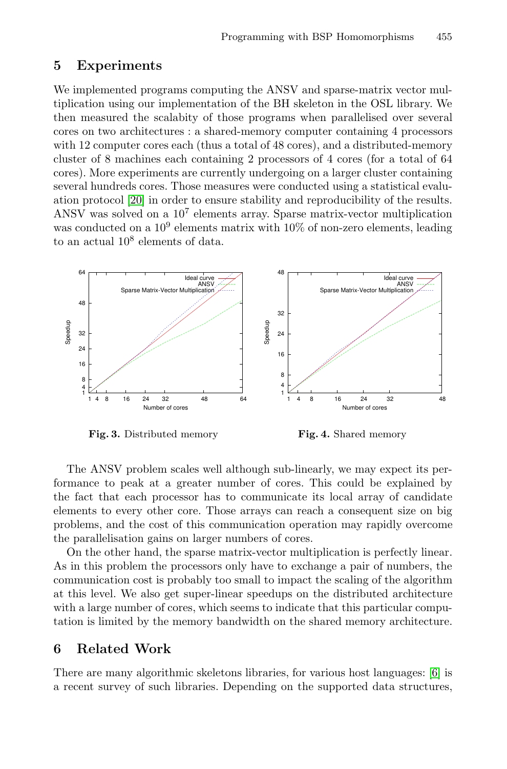## 5 Experiments

We implemented programs computing the ANSV and sparse-matrix vector multiplication using our implementation of the BH skeleton in the OSL library. We then measured the scalabity of those programs when parallelised over several cores on two architectures : a shared-memory computer containing 4 processors with 12 computer cores each (thus a total of 48 cores), and a distributed-memory cluster of 8 machines each containing 2 processors of 4 cores (for a total of 64 cores). More experiments are currently undergoing on a larger cluster containing several hundreds cores. Those measures were conducted using a statistical evaluation protocol [20] in order to ensure stability and reproducibility of the results. ANSV was solved on a $10^7$ elements array. Sparse matrix-vector multiplication was conducted on a $10^9$ elements matrix with 10% of non-zero elements, leading to an actual $10^8$ elements of data.

**Fig. 3.** Distributed memory

**Fig. 4.** Shared memory

The ANSV problem scales well although sub-linearly, we may expect its performance to peak at a greater number of cores. This could be explained by the fact that each processor has to communicate its local array of candidate elements to every other core. Those arrays can reach a consequent size on big problems, and the cost of this communication operation may rapidly overcome the parallelisation gains on larger numbers of cores.

On the other hand, the sparse matrix-vector multiplication is perfectly linear. As in this problem the processors only have to exchange a pair of numbers, the communication cost is probably too small to impact the scaling of the algorithm at this level. We also get super-linear speedups on the distributed architecture with a large number of cores, which seems to indicate that this particular computation is limited by the memory bandwidth on the shared memory architecture.

## 6 Related Work

There are many algorithmic skeletons libraries, for various host languages: [6] is a recent survey of such libraries. Depending on the supported data structures,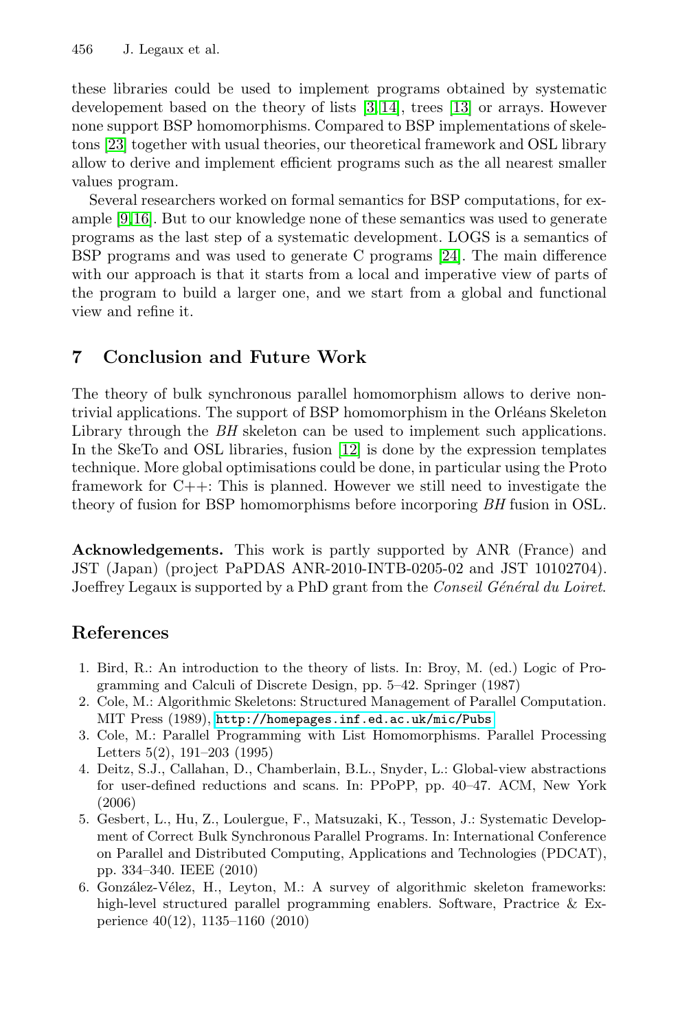these libraries could be used to implement programs obtained by systematic developement based on the theory of lists [3,14], trees [13] or arrays. However none support BSP homomorphisms. Compared to BSP implementations of skeletons [23] together with usual theories, our theoretical framework and OSL library allow to derive and implement efficient programs such as the all nearest smaller values program.

Several researchers worked on formal semantics for BSP computations, for example [9,16]. But to our knowledge none of these semantics was used to generate programs as the last step of a systematic development. LOGS is a semantics of BSP programs and was used to generate C programs [24]. The main difference with our approach is that it starts from a local and imperative view of parts of the program to build a larger one, and we start from a global and functional view and refine it.

## 7 Conclusion and Future Work

The theory of bulk synchronous parallel homomorphism allows to derive non-trivial applications. The support of BSP homomorphism in the Orléans Skeleton Library through the *BH* skeleton can be used to implement such applications. In the SkeTo and OSL libraries, fusion [12] is done by the expression templates technique. More global optimisations could be done, in particular using the Proto framework for C++: This is planned. However we still need to investigate the theory of fusion for BSP homomorphisms before incorporing *BH* fusion in OSL.

**Acknowledgements.** This work is partly supported by ANR (France) and JST (Japan) (project PaPDAS ANR-2010-INTB-0205-02 and JST 10102704). Joeffrey Legaux is supported by a PhD grant from the *Conseil Général du Loiret*.

## References

1. Bird, R.: An introduction to the theory of lists. In: Broy, M. (ed.) Logic of Programming and Calculi of Discrete Design, pp. 5–42. Springer (1987)
2. Cole, M.: Algorithmic Skeletons: Structured Management of Parallel Computation. MIT Press (1989), http://homepages.inf.ed.ac.uk/mic/Pubs
3. Cole, M.: Parallel Programming with List Homomorphisms. Parallel Processing Letters 5(2), 191–203 (1995)
4. Deitz, S.J., Callahan, D., Chamberlain, B.L., Snyder, L.: Global-view abstractions for user-defined reductions and scans. In: PPoPP, pp. 40–47. ACM, New York (2006)
5. Gesbert, L., Hu, Z., Loulergue, F., Matsuzaki, K., Tesson, J.: Systematic Development of Correct Bulk Synchronous Parallel Programs. In: International Conference on Parallel and Distributed Computing, Applications and Technologies (PDCAT), pp. 334–340. IEEE (2010)
6. González-Vélez, H., Leyton, M.: A survey of algorithmic skeleton frameworks: high-level structured parallel programming enablers. Software, Practrice & Experience 40(12), 1135–1160 (2010)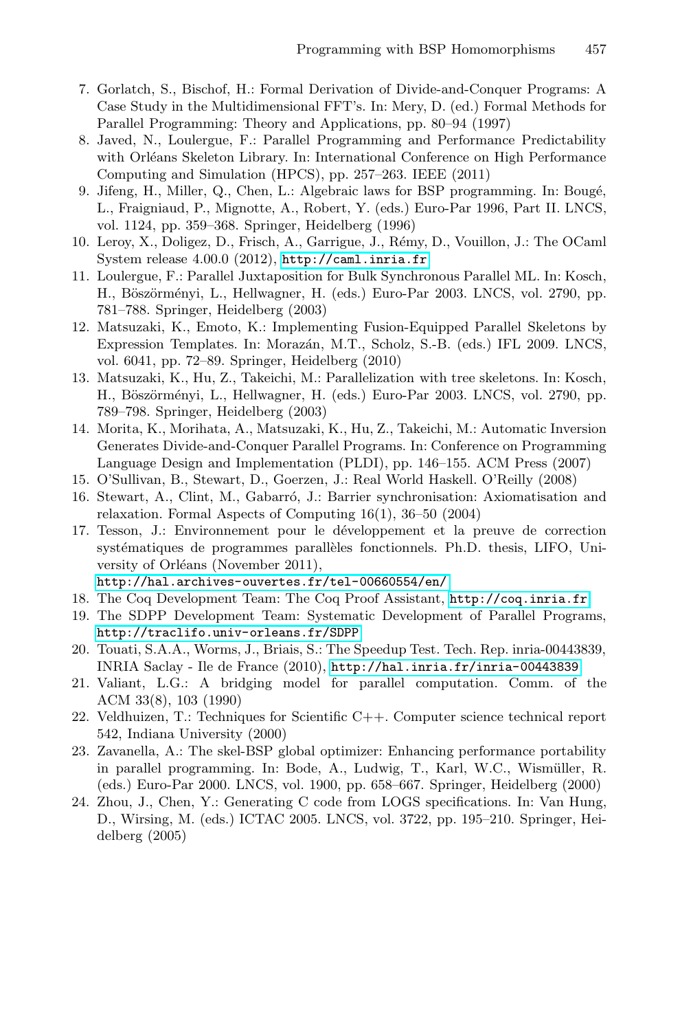7. Gorlatch, S., Bischof, H.: Formal Derivation of Divide-and-Conquer Programs: A Case Study in the Multidimensional FFT's. In: Mery, D. (ed.) Formal Methods for Parallel Programming: Theory and Applications, pp. 80–94 (1997)
8. Javed, N., Loulergue, F.: Parallel Programming and Performance Predictability with Orléans Skeleton Library. In: International Conference on High Performance Computing and Simulation (HPCS), pp. 257–263. IEEE (2011)
9. Jifeng, H., Miller, Q., Chen, L.: Algebraic laws for BSP programming. In: Bougé, L., Fraigniaud, P., Mignotte, A., Robert, Y. (eds.) Euro-Par 1996, Part II. LNCS, vol. 1124, pp. 359–368. Springer, Heidelberg (1996)
10. Leroy, X., Doligez, D., Frisch, A., Garrigue, J., Rémy, D., Vouillon, J.: The OCaml System release 4.00.0 (2012), http://caml.inria.fr
11. Loulergue, F.: Parallel Juxtaposition for Bulk Synchronous Parallel ML. In: Kosch, H., Böszörményi, L., Hellwagner, H. (eds.) Euro-Par 2003. LNCS, vol. 2790, pp. 781–788. Springer, Heidelberg (2003)
12. Matsuzaki, K., Emoto, K.: Implementing Fusion-Equipped Parallel Skeletons by Expression Templates. In: Morazán, M.T., Scholz, S.-B. (eds.) IFL 2009. LNCS, vol. 6041, pp. 72–89. Springer, Heidelberg (2010)
13. Matsuzaki, K., Hu, Z., Takeichi, M.: Parallelization with tree skeletons. In: Kosch, H., Böszörményi, L., Hellwagner, H. (eds.) Euro-Par 2003. LNCS, vol. 2790, pp. 789–798. Springer, Heidelberg (2003)
14. Morita, K., Morihata, A., Matsuzaki, K., Hu, Z., Takeichi, M.: Automatic Inversion Generates Divide-and-Conquer Parallel Programs. In: Conference on Programming Language Design and Implementation (PLDI), pp. 146–155. ACM Press (2007)
15. O'Sullivan, B., Stewart, D., Goerzen, J.: Real World Haskell. O'Reilly (2008)
16. Stewart, A., Clint, M., Gabarró, J.: Barrier synchronisation: Axiomatisation and relaxation. Formal Aspects of Computing 16(1), 36–50 (2004)
17. Tesson, J.: Environnement pour le développement et la preuve de correction systématiques de programmes parallèles fonctionnels. Ph.D. thesis, LIFO, University of Orléans (November 2011), http://hal.archives-ouvertes.fr/tel-00660554/en/
18. The Coq Development Team: The Coq Proof Assistant, http://coq.inria.fr
19. The SDPP Development Team: Systematic Development of Parallel Programs, http://traclifo.univ-orleans.fr/SDPP
20. Touati, S.A.A., Worms, J., Briais, S.: The Speedup Test. Tech. Rep. inria-00443839, INRIA Saclay - Ile de France (2010), http://hal.inria.fr/inria-00443839
21. Valiant, L.G.: A bridging model for parallel computation. Comm. of the ACM 33(8), 103 (1990)
22. Veldhuizen, T.: Techniques for Scientific C++. Computer science technical report 542, Indiana University (2000)
23. Zavanella, A.: The skel-BSP global optimizer: Enhancing performance portability in parallel programming. In: Bode, A., Ludwig, T., Karl, W.C., Wismüller, R. (eds.) Euro-Par 2000. LNCS, vol. 1900, pp. 658–667. Springer, Heidelberg (2000)
24. Zhou, J., Chen, Y.: Generating C code from LOGS specifications. In: Van Hung, D., Wirsing, M. (eds.) ICTAC 2005. LNCS, vol. 3722, pp. 195–210. Springer, Heidelberg (2005)